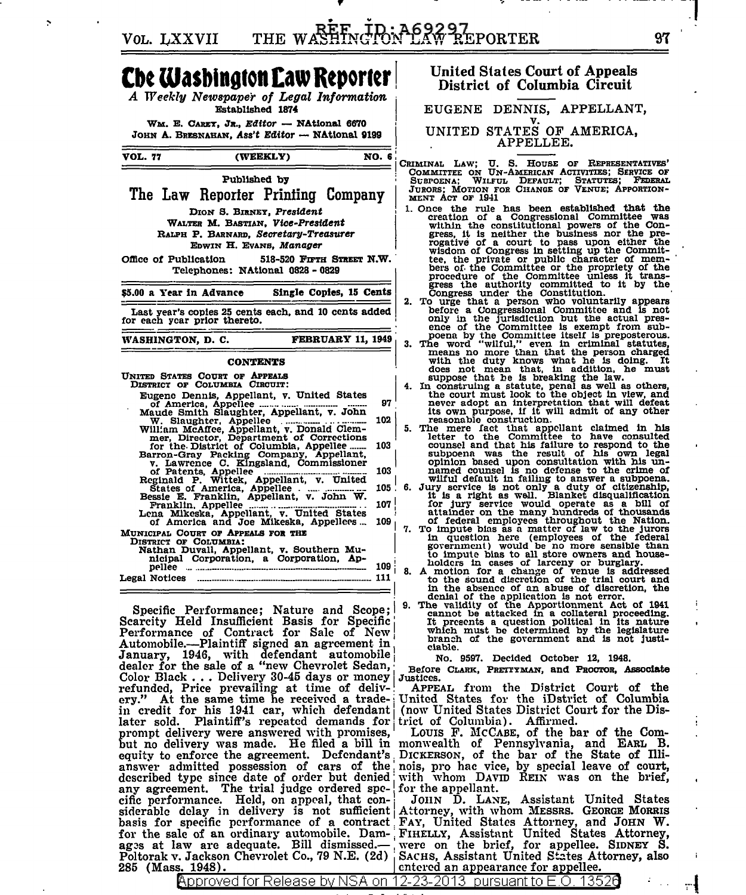# The Washington Law Reporter

*A Weekly Newspaper of Legal Information*

Established 1874

WM. E. CAREY, JR., *Editor* — NAtional 6670
JOHN A. BRESNAHAN, *Ass't Editor* — NAtional 9199

VOL. 77 (WEEKLY) NO. 6

Published by

## The Law Reporter Printing Company

DION S. BIRNEY, *President*
WALTER M. BASTIAN, *Vice-President*
RALPH P. BARNARD, *Secretary-Treasurer*
EDWIN H. EVANS, *Manager*

Office of Publication 518-520 FIFTH STREET N.W.
Telephones: NAtional 0828 - 0829

$5.00 a Year in Advance Single Copies, 15 Cents

Last year's copies 25 cents each, and 10 cents added for each year prior thereto.

WASHINGTON, D. C. FEBRUARY 11, 1949

### CONTENTS

UNITED STATES COURT OF APPEALS DISTRICT OF COLUMBIA CIRCUIT:

- Eugene Dennis, Appellant, v. United States of America, Appellee ... 97
- Maude Smith Slaughter, Appellant, v. John W. Slaughter, Appellee ... 102
- William McAffee, Appellant, v. Donald Clemmer, Director, Department of Corrections for the District of Columbia, Appellee ... 103
- Barron-Gray Packing Company, Appellant, v. Lawrence C. Kingsland, Commissioner of Patents, Appellee ... 103
- Reginald P. Wittek, Appellant, v. United States of America, Appellee ... 105
- Bessie E. Franklin, Appellant, v. John W. Franklin, Appellee ... 107
- Lena Mikeska, Appellant, v. United States of America and Joe Mikeska, Appellees ... 109

MUNICIPAL COURT OF APPEALS FOR THE DISTRICT OF COLUMBIA:

- Nathan Duvall, Appellant, v. Southern Municipal Corporation, a Corporation, Appellee ... 109

Legal Notices ... 111

Specific Performance; Nature and Scope; Scarcity Held Insufficient Basis for Specific Performance of Contract for Sale of New Automobile.—Plaintiff signed an agreement in January, 1946, with defendant automobile dealer for the sale of a "new Chevrolet Sedan, Color Black . . . Delivery 30-45 days or money refunded, Price prevailing at time of delivery." At the same time he received a trade-in credit for his 1941 car, which defendant later sold. Plaintiff's repeated demands for prompt delivery were answered with promises, but no delivery was made. He filed a bill in equity to enforce the agreement. Defendant's answer admitted possession of cars of the described type since date of order but denied any agreement. The trial judge ordered specific performance. Held, on appeal, that considerable delay in delivery is not sufficient basis for specific performance of a contract for the sale of an ordinary automobile. Damages at law are adequate. Bill dismissed.—Poltorak v. Jackson Chevrolet Co., 79 N.E. (2d) 285 (Mass. 1948).

## United States Court of Appeals District of Columbia Circuit

EUGENE DENNIS, APPELLANT,
v.
UNITED STATES OF AMERICA, APPELLEE.

CRIMINAL LAW; U. S. HOUSE OF REPRESENTATIVES' COMMITTEE ON UN-AMERICAN ACTIVITIES; SERVICE OF SUBPOENA; WILFUL DEFAULT; STATUTES; FEDERAL JURORS; MOTION FOR CHANGE OF VENUE; APPORTIONMENT ACT OF 1941

1. Once the rule has been established that the creation of a Congressional Committee was within the constitutional powers of the Congress, it is neither the business nor the prerogative of a court to pass upon either the wisdom of Congress in setting up the Committee, the private or public character of members of the Committee or the propriety of the procedure of the Committee unless it transgress the authority committed to it by the Congress under the Constitution.
2. To urge that a person who voluntarily appears before a Congressional Committee and is not only in the jurisdiction but the actual presence of the Committee is exempt from subpoena by the Committee itself is preposterous.
3. The word "wilful," even in criminal statutes, means no more than that the person charged with the duty knows what he is doing. It does not mean that, in addition, he must suppose that he is breaking the law.
4. In construing a statute, penal as well as others, the court must look to the object in view, and never adopt an interpretation that will defeat its own purpose, if it will admit of any other reasonable construction.
5. The mere fact that appellant claimed in his letter to the Committee to have consulted counsel and that his failure to respond to the subpoena was the result of his own legal opinion based upon consultation with his unnamed counsel is no defense to the crime of wilful default in failing to answer a subpoena.
6. Jury service is not only a duty of citizenship, it is a right as well. Blanket disqualification for jury service would operate as a bill of attainder on the many hundreds of thousands of federal employees throughout the Nation.
7. To impute bias as a matter of law to the jurors in question here (employees of the federal government) would be no more sensible than to impute bias to all store owners and householders in cases of larceny or burglary.
8. A motion for a change of venue is addressed to the sound discretion of the trial court and in the absence of an abuse of discretion, the denial of the application is not error.
9. The validity of the Apportionment Act of 1941 cannot be attacked in a collateral proceeding. It presents a question political in its nature which must be determined by the legislature branch of the government and is not justiciable.

No. 9597. Decided October 12, 1948.

Before CLARK, PRETTYMAN, and PROCTOR, Associate Justices.

APPEAL from the District Court of the United States for the iDstrict of Columbia (now United States District Court for the District of Columbia). Affirmed.

LOUIS F. MCCABE, of the bar of the Commonwealth of Pennsylvania, and EARL B. DICKERSON, of the bar of the State of Illinois, pro hac vice, by special leave of court, with whom DAVID REIN was on the brief, for the appellant.

JOHN D. LANE, Assistant United States Attorney, with whom MESSRS. GEORGE MORRIS FAY, United States Attorney, and JOHN W. FIHELLY, Assistant United States Attorney, were on the brief, for appellee. SIDNEY S. SACHS, Assistant United States Attorney, also entered an appearance for appellee.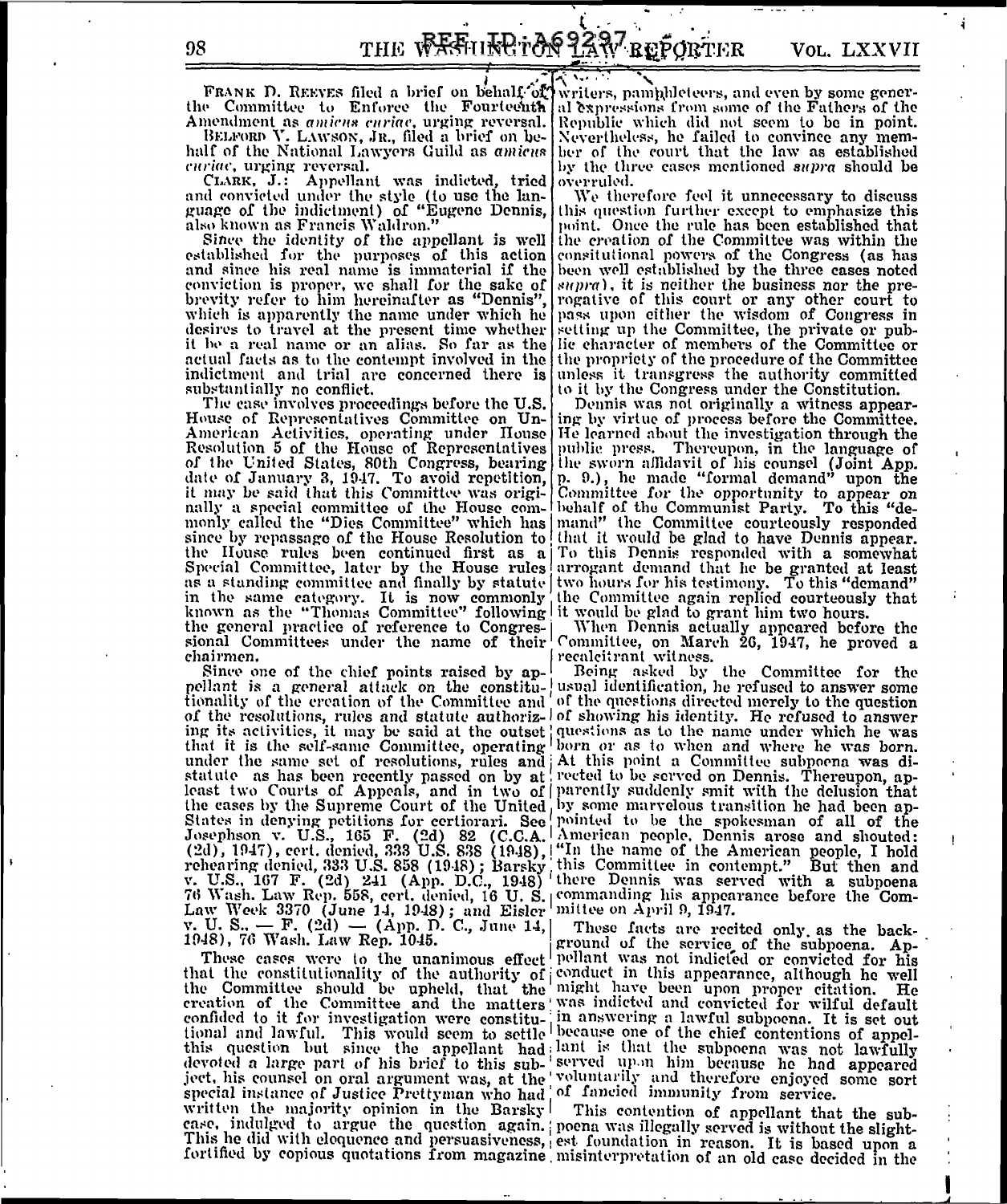FRANK D. REEVES filed a brief on behalf of the Committee to Enforce the Fourteenth Amendment as *amicus curiae*, urging reversal.

BELFORD V. LAWSON, JR., filed a brief on behalf of the National Lawyers Guild as *amicus curiae*, urging reversal.

CLARK, J.: Appellant was indicted, tried and convicted under the style (to use the language of the indictment) of "Eugene Dennis, also known as Francis Waldron."

Since the identity of the appellant is well established for the purposes of this action and since his real name is immaterial if the conviction is proper, we shall for the sake of brevity refer to him hereinafter as "Dennis", which is apparently the name under which he desires to travel at the present time whether it be a real name or an alias. So far as the actual facts as to the contempt involved in the indictment and trial are concerned there is substantially no conflict.

The case involves proceedings before the U.S. House of Representatives Committee on Un-American Activities, operating under House Resolution 5 of the House of Representatives of the United States, 80th Congress, bearing date of January 3, 1947. To avoid repetition, it may be said that this Committee was originally a special committee of the House commonly called the "Dies Committee" which has since by repassage of the House Resolution to the House rules been continued first as a Special Committee, later by the House rules as a standing committee and finally by statute in the same category. It is now commonly known as the "Thomas Committee" following the general practice of reference to Congressional Committees under the name of their chairmen.

Since one of the chief points raised by appellant is a general attack on the constitutionality of the creation of the Committee and of the resolutions, rules and statute authorizing its activities, it may be said at the outset that it is the self-same Committee, operating under the same set of resolutions, rules and statute as has been recently passed on by at least two Courts of Appeals, and in two of the cases by the Supreme Court of the United States in denying petitions for certiorari. See Josephson v. U.S., 165 F. (2d) 82 (C.C.A. (2d), 1947), cert. denied, 333 U.S. 838 (1948), rehearing denied, 333 U.S. 858 (1948); Barsky v. U.S., 167 F. (2d) 241 (App. D.C., 1948) 76 Wash. Law Rep. 558, cert. denied, 16 U. S. Law Week 3370 (June 14, 1948); and Eisler v. U. S., — F. (2d) — (App. D. C., June 14, 1948), 76 Wash. Law Rep. 1045.

These cases were to the unanimous effect that the constitutionality of the authority of the Committee should be upheld, that the creation of the Committee and the matters confided to it for investigation were constitutional and lawful. This would seem to settle this question but since the appellant had devoted a large part of his brief to this subject, his counsel on oral argument was, at the special instance of Justice Prettyman who had written the majority opinion in the Barsky case, indulged to argue the question again. This he did with eloquence and persuasiveness, fortified by copious quotations from magazine writers, pamphleteers, and even by some general expressions from some of the Fathers of the Republic which did not seem to be in point. Nevertheless, he failed to convince any member of the court that the law as established by the three cases mentioned *supra* should be overruled.

We therefore feel it unnecessary to discuss this question further except to emphasize this point. Once the rule has been established that the creation of the Committee was within the consitutional powers of the Congress (as has been well established by the three cases noted *supra*), it is neither the business nor the prerogative of this court or any other court to pass upon either the wisdom of Congress in setting up the Committee, the private or public character of members of the Committee or the propriety of the procedure of the Committee unless it transgress the authority committed to it by the Congress under the Constitution.

Dennis was not originally a witness appearing by virtue of process before the Committee. He learned about the investigation through the public press. Thereupon, in the language of the sworn affidavit of his counsel (Joint App. p. 9.), he made "formal demand" upon the Committee for the opportunity to appear on behalf of the Communist Party. To this "demand" the Committee courteously responded that it would be glad to have Dennis appear. To this Dennis responded with a somewhat arrogant demand that he be granted at least two hours for his testimony. To this "demand" the Committee again replied courteously that it would be glad to grant him two hours.

When Dennis actually appeared before the Committee, on March 26, 1947, he proved a recalcitrant witness.

Being asked by the Committee for the usual identification, he refused to answer some of the questions directed merely to the question of showing his identity. He refused to answer questions as to the name under which he was born or as to when and where he was born. At this point a Committee subpoena was directed to be served on Dennis. Thereupon, apparently suddenly smit with the delusion that by some marvelous transition he had been appointed to be the spokesman of all of the American people, Dennis arose and shouted: "In the name of the American people, I hold this Committee in contempt." But then and there Dennis was served with a subpoena commanding his appearance before the Committee on April 9, 1947.

These facts are recited only as the background of the service of the subpoena. Appellant was not indicted or convicted for his conduct in this appearance, although he well might have been upon proper citation. He was indicted and convicted for wilful default in answering a lawful subpoena. It is set out because one of the chief contentions of appellant is that the subpoena was not lawfully served upon him because he had appeared voluntarily and therefore enjoyed some sort of fancied immunity from service.

This contention of appellant that the subpoena was illegally served is without the slightest foundation in reason. It is based upon a misinterpretation of an old case decided in the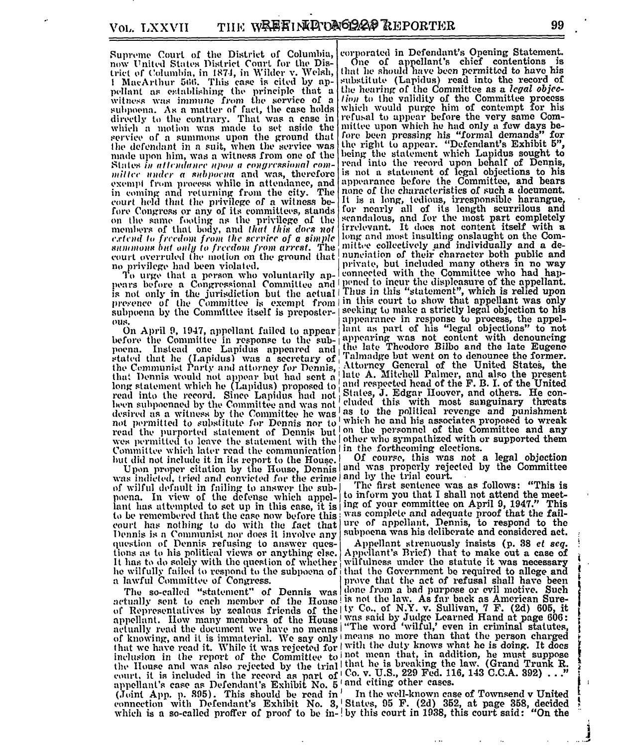Supreme Court of the District of Columbia, now United States District Court for the District of Columbia, in 1874, in Wilder v. Welsh, 1 MacArthur 566. This case is cited by appellant as establishing the principle that a witness was immune from the service of a subpoena. As a matter of fact, the case holds directly to the contrary. That was a case in which a motion was made to set aside the service of a summons upon the ground that the defendant in a suit, when the service was made upon him, was a witness from one of the States *in attendance upon a congressional committee under a subpoena* and was, therefore exempt from process while in attendance, and in coming and returning from the city. The court held that the privilege of a witness before Congress or any of its committees, stands on the same footing as the privilege of the members of that body, and *that this does not extend to freedom from the service of a simple summons but only to freedom from arrest.* The court overruled the motion on the ground that no privilege had been violated.

To urge that a person who voluntarily appears before a Congressional Committee and is not only in the jurisdiction but the actual presence of the Committee is exempt from subpoena by the Committee itself is preposterous.

On April 9, 1947, appellant failed to appear before the Committee in response to the subpoena. Instead one Lapidus appeared and stated that he (Lapidus) was a secretary of the Communist Party and attorney for Dennis, that Dennis would not appear but had sent a long statement which he (Lapidus) proposed to read into the record. Since Lapidus had not been subpoenaed by the Committee and was not desired as a witness by the Committee he was not permitted to substitute for Dennis nor to read the purported statement of Dennis but wes permitted to leave the statement with the Committee which later read the communication but did not include it in its report to the House.

Upon proper citation by the House, Dennis was indicted, tried and convicted for the crime of wilful default in failing to answer the subpoena. In view of the defense which appellant has attempted to set up in this case, it is to be remembered that the case now before this court has nothing to do with the fact that Dennis is a Communist nor does it involve any question of Dennis refusing to answer questions as to his political views or anything else. It has to do solely with the question of whether he wilfully failed to respond to the subpoena of a lawful Committee of Congress.

The so-called "statement" of Dennis was actually sent to each member of the House of Representatives by zealous friends of the appellant. How many members of the House actually read the document we have no means of knowing, and it is immaterial. We say only that we have read it. While it was rejected for inclusion in the report of the Committee to the House and was also rejected by the trial court, it is included in the record as part of appellant's case as Defendant's Exhibit No. 5 (Joint App. p. 395). This should be read in connection with Defendant's Exhibit No. 3, which is a so-called proffer of proof to be incorporated in Defendant's Opening Statement.

One of appellant's chief contentions is that he should have been permitted to have his substitute (Lapidus) read into the record of the hearing of the Committee as a *legal objection* to the validity of the Committee process which would purge him of contempt for his refusal to appear before the very same Committee upon which he had only a few days before been pressing his "formal demands" for the right to appear. "Defendant's Exhibit 5", being the statement which Lapidus sought to read into the record upon behalf of Dennis, is not a statement of legal objections to his appearance before the Committee, and bears none of the characteristics of such a document. It is a long, tedious, irresponsible harangue, for nearly all of its length scurrilous and scandalous, and for the most part completely irrelevant. It does not content itself with a long and most insulting onslaught on the Committee collectively and individually and a denunciation of their character both public and private, but included many others in no way connected with the Committee who had happened to incur the displeasure of the appellant. Thus in this "statement", which is relied upon in this court to show that appellant was only seeking to make a strictly legal objection to his appearance in response to process, the appellant as part of his "legal objections" to not appearing was not content with denouncing the late Theodore Bilbo and the late Eugene Talmadge but went on to denounce the former. Attorney General of the United States, the late A. Mitchell Palmer, and also the present and respected head of the F. B. I. of the United States, J. Edgar Hoover, and others. He concluded this with most sanguinary threats as to the political revenge and punishment which he and his associates proposed to wreak on the personnel of the Committee and any other who sympathized with or supported them in the forthcoming elections.

Of course, this was not a legal objection and was properly rejected by the Committee and by the trial court.

The first sentence was as follows: "This is to inform you that I shall not attend the meeting of your committee on April 9, 1947." This was complete and adequate proof that the failure of appellant, Dennis, to respond to the subpoena was his deliberate and considered act.

Appellant strenuously insists (p. 38 *et seq.* Appellant's Brief) that to make out a case of wilfulness under the statute it was necessary that the Government be required to allege and prove that the act of refusal shall have been done from a bad purpose or evil motive. Such is not the law. As far back as American Surety Co., of N.Y. v. Sullivan, 7 F. (2d) 605, it was said by Judge Learned Hand at page 606: "The word 'wilful,' even in criminal statutes, means no more than that the person charged with the duty knows what he is doing. It does not mean that, in addition, he must suppose that he is breaking the law. (Grand Trunk R. Co. v. U.S., 229 Fed. 116, 143 C.C.A. 392) . . ." and citing other cases.

In the well-known case of Townsend v United States, 95 F. (2d) 352, at page 358, decided by this court in 1938, this court said: "On the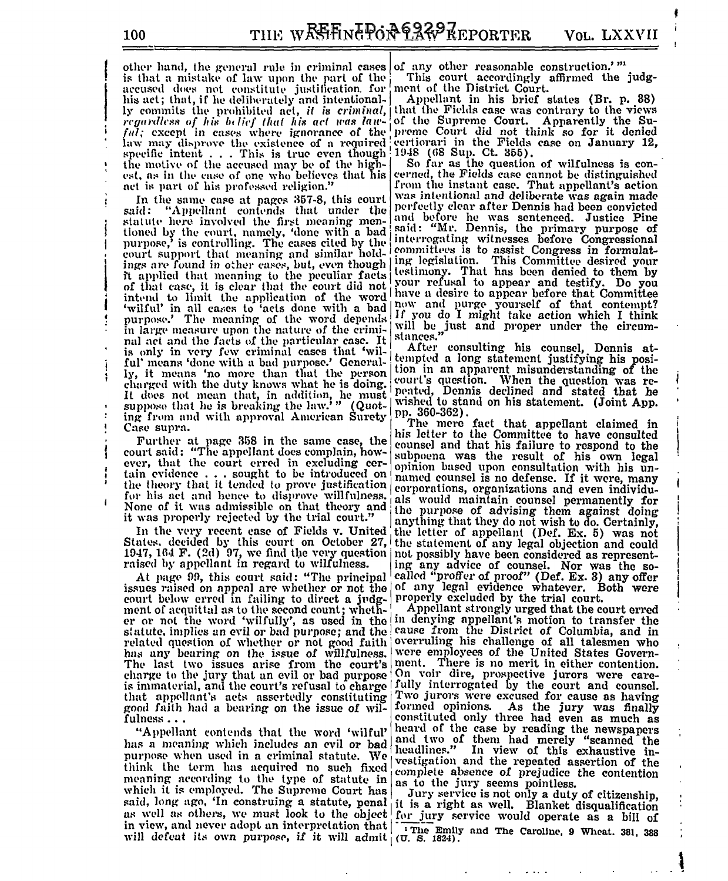other hand, the general rule in criminal cases is that a mistake of law upon the part of the accused does not constitute justification for his act; that, if he deliberately and intentionally commits the prohibited act, *it is criminal, regardless of his belief that his act was lawful;* except in cases where ignorance of the law may disprove the existence of a required specific intent . . . This is true even though the motive of the accused may be of the highest, as in the case of one who believes that his act is part of his professed religion."

In the same case at pages 357-8, this court said: "Appellant contends that under the statute here involved the first meaning mentioned by the court, namely, 'done with a bad purpose,' is controlling. The cases cited by the court support that meaning and similar holdings are found in other cases, but, even though it applied that meaning to the peculiar facts of that case, it is clear that the court did not intend to limit the application of the word 'wilful' in all cases to 'acts done with a bad purpose.' The meaning of the word depends in large measure upon the nature of the criminal act and the facts of the particular case. It is only in very few criminal cases that 'wilful' means 'done with a bad purpose.' Generally, it means 'no more than that the person charged with the duty knows what he is doing. It does not mean that, in addition, he must suppose that he is breaking the law.'" (Quoting from and with approval American Surety Case supra.

Further at page 358 in the same case, the court said: "The appellant does complain, however, that the court erred in excluding certain evidence . . . sought to be introduced on the theory that it tended to prove justification for his act and hence to disprove willfulness. None of it was admissible on that theory and it was properly rejected by the trial court."

In the very recent case of Fields v. United States, decided by this court on October 27, 1947, 164 F. (2d) 97, we find the very question raised by appellant in regard to wilfulness.

At page 99, this court said: "The principal issues raised on appeal are whether or not the court below erred in failing to direct a judgment of acquittal as to the second count; whether or not the word 'wilfully', as used in the statute, implies an evil or bad purpose; and the related question of whether or not good faith has any bearing on the issue of willfulness. The last two issues arise from the court's charge to the jury that an evil or bad purpose is immaterial, and the court's refusal to charge that appellant's acts assertedly constituting good faith had a bearing on the issue of wilfulness . . .

"Appellant contends that the word 'wilful' has a meaning which includes an evil or bad purpose when used in a criminal statute. We think the term has acquired no such fixed meaning according to the type of statute in which it is employed. The Supreme Court has said, long ago, 'In construing a statute, penal as well as others, we must look to the object in view, and never adopt an interpretation that will defeat its own purpose, if it will admit of any other reasonable construction.'"[1]

This court accordingly affirmed the judgment of the District Court.

Appellant in his brief states (Br. p. 38) that the Fields case was contrary to the views of the Supreme Court. Apparently the Supreme Court did not think so for it denied certiorari in the Fields case on January 12, 1948 (68 Sup. Ct. 355).

So far as the question of wilfulness is concerned, the Fields case cannot be distinguished from the instant case. That appellant's action was intentional and deliberate was again made perfectly clear after Dennis had been convicted and before he was sentenced. Justice Pine said: "Mr. Dennis, the primary purpose of interrogating witnesses before Congressional committees is to assist Congress in formulating legislation. This Committee desired your testimony. That has been denied to them by your refusal to appear and testify. Do you have a desire to appear before that Committee now and purge yourself of that contempt? If you do I might take action which I think will be just and proper under the circumstances."

After consulting his counsel, Dennis attempted a long statement justifying his position in an apparent misunderstanding of the court's question. When the question was repeated, Dennis declined and stated that he wished to stand on his statement. (Joint App. pp. 360-362).

The mere fact that appellant claimed in his letter to the Committee to have consulted counsel and that his failure to respond to the subpoena was the result of his own legal opinion based upon consultation with his unnamed counsel is no defense. If it were, many corporations, organizations and even individuals would maintain counsel permanently for the purpose of advising them against doing anything that they do not wish to do. Certainly, the letter of appellant (Def. Ex. 5) was not the statement of any legal objection and could not possibly have been considered as representing any advice of counsel. Nor was the so-called "proffer of proof" (Def. Ex. 3) any offer of any legal evidence whatever. Both were properly excluded by the trial court.

Appellant strongly urged that the court erred in denying appellant's motion to transfer the cause from the District of Columbia, and in overruling his challenge of all talesmen who were employees of the United States Government. There is no merit in either contention. On voir dire, prospective jurors were carefully interrogated by the court and counsel. Two jurors were excused for cause as having formed opinions. As the jury was finally constituted only three had even as much as heard of the case by reading the newspapers and two of them had merely "scanned the headlines." In view of this exhaustive investigation and the repeated assertion of the complete absence of prejudice the contention as to the jury seems pointless.

Jury service is not only a duty of citizenship, it is a right as well. Blanket disqualification for jury service would operate as a bill of

[1] The Emily and The Caroline, 9 Wheat. 381, 388 (U. S. 1824).